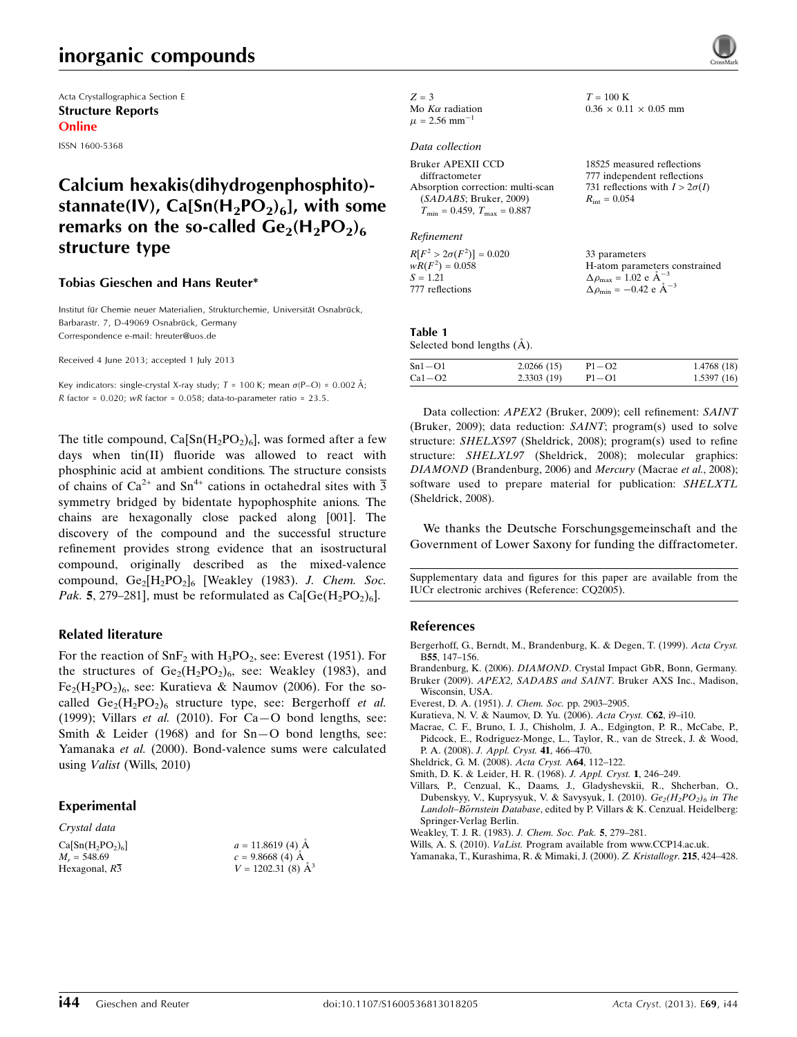Acta Crystallographica Section E
**Structure Reports**
**Online**

ISSN 1600-5368

# Calcium hexakis(dihydrogenphosphito)-stannate(IV), $Ca[Sn(H_2PO_2)_6]$, with some remarks on the so-called $Ge_2(H_2PO_2)_6$ structure type

**Tobias Gieschen and Hans Reuter***

Institut für Chemie neuer Materialien, Strukturchemie, Universität Osnabrück, Barbarastr. 7, D-49069 Osnabrück, Germany
Correspondence e-mail: hreuter@uos.de

Received 4 June 2013; accepted 1 July 2013

Key indicators: single-crystal X-ray study; $T = 100$ K; mean $\sigma$(P–O) = 0.002 Å; $R$ factor = 0.020; $wR$ factor = 0.058; data-to-parameter ratio = 23.5.

The title compound, $Ca[Sn(H_2PO_2)_6]$, was formed after a few days when tin(II) fluoride was allowed to react with phosphinic acid at ambient conditions. The structure consists of chains of $Ca^{2+}$ and $Sn^{4+}$ cations in octahedral sites with $\overline{3}$ symmetry bridged by bidentate hypophosphite anions. The chains are hexagonally close packed along [001]. The discovery of the compound and the successful structure refinement provides strong evidence that an isostructural compound, originally described as the mixed-valence compound, $Ge_2[H_2PO_2]_6$ [Weakley (1983). *J. Chem. Soc. Pak.* **5**, 279–281], must be reformulated as $Ca[Ge(H_2PO_2)_6]$.

## Related literature

For the reaction of $SnF_2$ with $H_3PO_2$, see: Everest (1951). For the structures of $Ge_2(H_2PO_2)_6$, see: Weakley (1983), and $Fe_2(H_2PO_2)_6$, see: Kuratieva & Naumov (2006). For the so-called $Ge_2(H_2PO_2)_6$ structure type, see: Bergerhoff *et al.* (1999); Villars *et al.* (2010). For Ca—O bond lengths, see: Smith & Leider (1968) and for Sn—O bond lengths, see: Yamanaka *et al.* (2000). Bond-valence sums were calculated using *Valist* (Wills, 2010)

## Experimental

*Crystal data*

$Ca[Sn(H_2PO_2)_6]$
$M_r = 548.69$
Hexagonal, $R\overline{3}$
$a = 11.8619$ (4) Å
$c = 9.8668$ (4) Å
$V = 1202.31$ (8) Å$^3$
$Z = 3$
Mo $K\alpha$ radiation
$\mu = 2.56$ mm$^{-1}$
$T = 100$ K
$0.36 \times 0.11 \times 0.05$ mm

*Data collection*

Bruker APEXII CCD diffractometer
Absorption correction: multi-scan (*SADABS*; Bruker, 2009)
$T_{min} = 0.459$, $T_{max} = 0.887$
18525 measured reflections
777 independent reflections
731 reflections with $I > 2\sigma(I)$
$R_{int} = 0.054$

*Refinement*

$R[F^2 > 2\sigma(F^2)] = 0.020$
$wR(F^2) = 0.058$
$S = 1.21$
777 reflections
33 parameters
H-atom parameters constrained
$\Delta\rho_{max} = 1.02$ e Å$^{-3}$
$\Delta\rho_{min} = -0.42$ e Å$^{-3}$

**Table 1**
Selected bond lengths (Å).

| | | | |
|---|---|---|---|
| Sn1—O1 | 2.0266 (15) | P1—O2 | 1.4768 (18) |
| Ca1—O2 | 2.3303 (19) | P1—O1 | 1.5397 (16) |

Data collection: *APEX2* (Bruker, 2009); cell refinement: *SAINT* (Bruker, 2009); data reduction: *SAINT*; program(s) used to solve structure: *SHELXS97* (Sheldrick, 2008); program(s) used to refine structure: *SHELXL97* (Sheldrick, 2008); molecular graphics: *DIAMOND* (Brandenburg, 2006) and *Mercury* (Macrae *et al.*, 2008); software used to prepare material for publication: *SHELXTL* (Sheldrick, 2008).

We thanks the Deutsche Forschungsgemeinschaft and the Government of Lower Saxony for funding the diffractometer.

Supplementary data and figures for this paper are available from the IUCr electronic archives (Reference: CQ2005).

## References

Bergerhoff, G., Berndt, M., Brandenburg, K. & Degen, T. (1999). *Acta Cryst.* B**55**, 147–156.
Brandenburg, K. (2006). *DIAMOND*. Crystal Impact GbR, Bonn, Germany.
Bruker (2009). *APEX2, SADABS and SAINT*. Bruker AXS Inc., Madison, Wisconsin, USA.
Everest, D. A. (1951). *J. Chem. Soc.* pp. 2903–2905.
Kuratieva, N. V. & Naumov, D. Yu. (2006). *Acta Cryst.* C**62**, i9–i10.
Macrae, C. F., Bruno, I. J., Chisholm, J. A., Edgington, P. R., McCabe, P., Pidcock, E., Rodriguez-Monge, L., Taylor, R., van de Streek, J. & Wood, P. A. (2008). *J. Appl. Cryst.* **41**, 466–470.
Sheldrick, G. M. (2008). *Acta Cryst.* A**64**, 112–122.
Smith, D. K. & Leider, H. R. (1968). *J. Appl. Cryst.* **1**, 246–249.
Villars, P., Cenzual, K., Daams, J., Gladyshevskii, R., Shcherban, O., Dubenskyy, V., Kuprysyuk, V. & Savysyuk, I. (2010). *$Ge_2(H_2PO_2)_6$ in The Landolt–Börnstein Database*, edited by P. Villars & K. Cenzual. Heidelberg: Springer-Verlag Berlin.
Weakley, T. J. R. (1983). *J. Chem. Soc. Pak.* **5**, 279–281.
Wills, A. S. (2010). *VaList*. Program available from www.CCP14.ac.uk.
Yamanaka, T., Kurashima, R. & Mimaki, J. (2000). *Z. Kristallogr.* **215**, 424–428.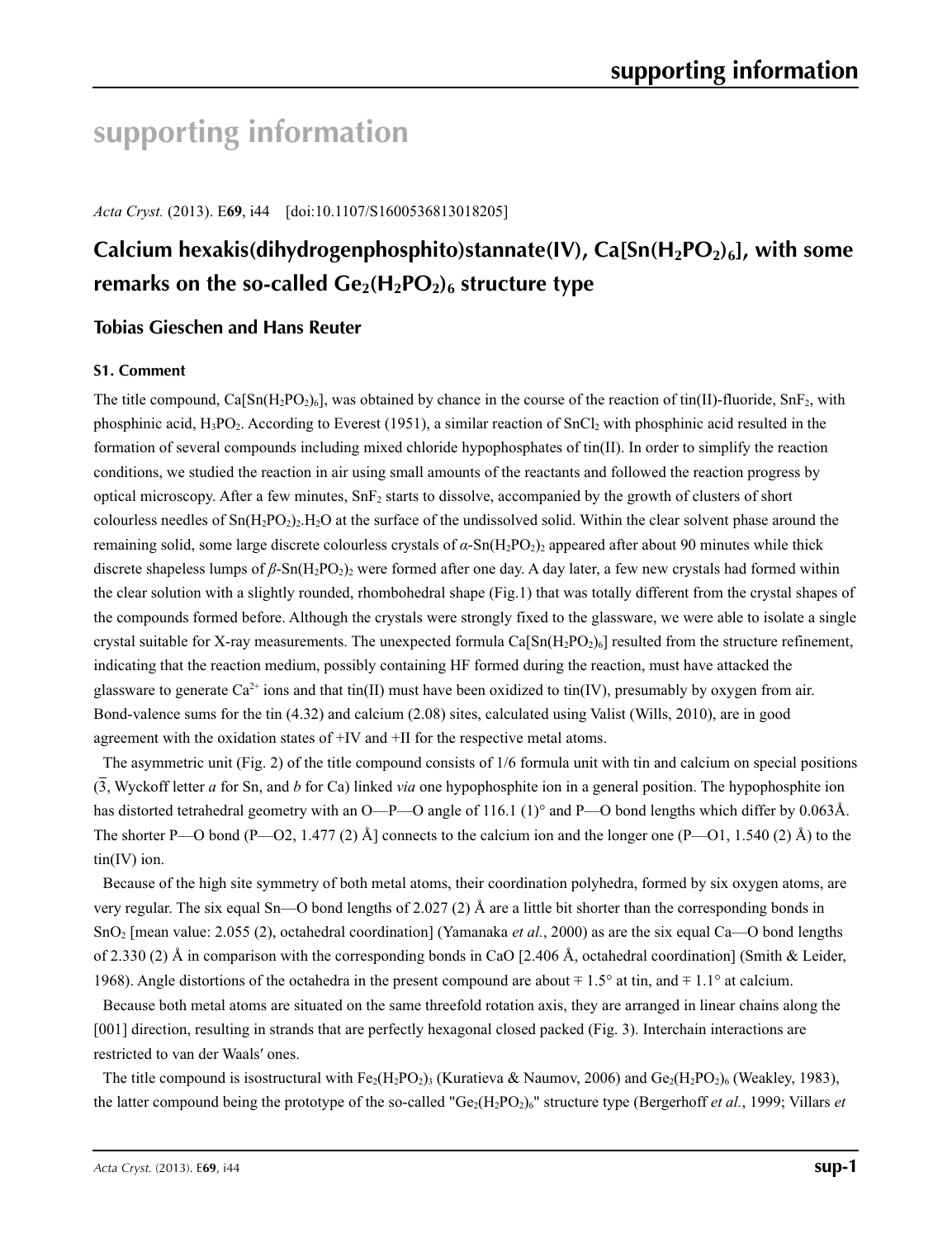# supporting information

*Acta Cryst.* (2013). E**69**, i44 [doi:10.1107/S1600536813018205]

## Calcium hexakis(dihydrogenphosphito)stannate(IV), $Ca[Sn(H_2PO_2)_6]$, with some remarks on the so-called $Ge_2(H_2PO_2)_6$ structure type

### Tobias Gieschen and Hans Reuter

#### S1. Comment

The title compound, $Ca[Sn(H_2PO_2)_6]$, was obtained by chance in the course of the reaction of tin(II)-fluoride, $SnF_2$, with phosphinic acid, $H_3PO_2$. According to Everest (1951), a similar reaction of $SnCl_2$ with phosphinic acid resulted in the formation of several compounds including mixed chloride hypophosphates of tin(II). In order to simplify the reaction conditions, we studied the reaction in air using small amounts of the reactants and followed the reaction progress by optical microscopy. After a few minutes, $SnF_2$ starts to dissolve, accompanied by the growth of clusters of short colourless needles of $Sn(H_2PO_2)_2.H_2O$ at the surface of the undissolved solid. Within the clear solvent phase around the remaining solid, some large discrete colourless crystals of *α*-$Sn(H_2PO_2)_2$ appeared after about 90 minutes while thick discrete shapeless lumps of *β*-$Sn(H_2PO_2)_2$ were formed after one day. A day later, a few new crystals had formed within the clear solution with a slightly rounded, rhombohedral shape (Fig.1) that was totally different from the crystal shapes of the compounds formed before. Although the crystals were strongly fixed to the glassware, we were able to isolate a single crystal suitable for X-ray measurements. The unexpected formula $Ca[Sn(H_2PO_2)_6]$ resulted from the structure refinement, indicating that the reaction medium, possibly containing HF formed during the reaction, must have attacked the glassware to generate $Ca^{2+}$ ions and that tin(II) must have been oxidized to tin(IV), presumably by oxygen from air. Bond-valence sums for the tin (4.32) and calcium (2.08) sites, calculated using Valist (Wills, 2010), are in good agreement with the oxidation states of +IV and +II for the respective metal atoms.

The asymmetric unit (Fig. 2) of the title compound consists of 1/6 formula unit with tin and calcium on special positions ($\overline{3}$, Wyckoff letter *a* for Sn, and *b* for Ca) linked *via* one hypophosphite ion in a general position. The hypophosphite ion has distorted tetrahedral geometry with an O—P—O angle of 116.1 (1)° and P—O bond lengths which differ by 0.063Å. The shorter P—O bond (P—O2, 1.477 (2) Å] connects to the calcium ion and the longer one (P—O1, 1.540 (2) Å) to the tin(IV) ion.

Because of the high site symmetry of both metal atoms, their coordination polyhedra, formed by six oxygen atoms, are very regular. The six equal Sn—O bond lengths of 2.027 (2) Å are a little bit shorter than the corresponding bonds in $SnO_2$ [mean value: 2.055 (2), octahedral coordination] (Yamanaka *et al.*, 2000) as are the six equal Ca—O bond lengths of 2.330 (2) Å in comparison with the corresponding bonds in CaO [2.406 Å, octahedral coordination] (Smith & Leider, 1968). Angle distortions of the octahedra in the present compound are about ∓ 1.5° at tin, and ∓ 1.1° at calcium.

Because both metal atoms are situated on the same threefold rotation axis, they are arranged in linear chains along the [001] direction, resulting in strands that are perfectly hexagonal closed packed (Fig. 3). Interchain interactions are restricted to van der Waals′ ones.

The title compound is isostructural with $Fe_2(H_2PO_2)_3$ (Kuratieva & Naumov, 2006) and $Ge_2(H_2PO_2)_6$ (Weakley, 1983), the latter compound being the prototype of the so-called "$Ge_2(H_2PO_2)_6$" structure type (Bergerhoff *et al.*, 1999; Villars *et*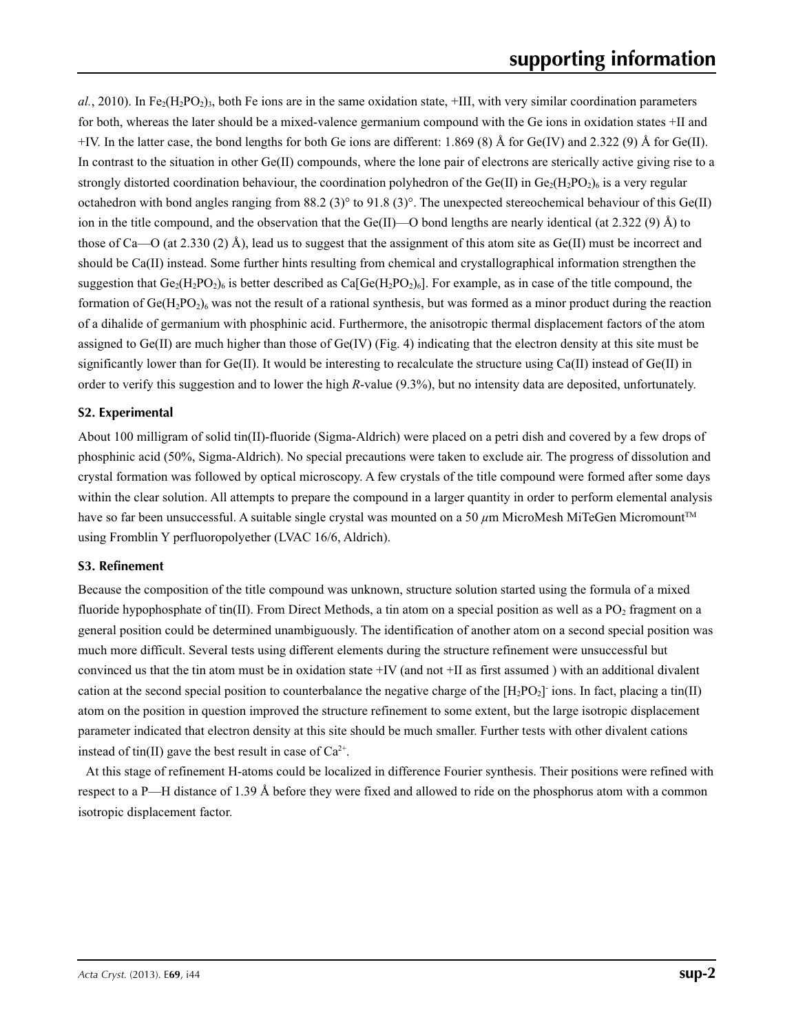*al.*, 2010). In $Fe_2(H_2PO_2)_3$, both Fe ions are in the same oxidation state, +III, with very similar coordination parameters for both, whereas the later should be a mixed-valence germanium compound with the Ge ions in oxidation states +II and +IV. In the latter case, the bond lengths for both Ge ions are different: 1.869 (8) Å for Ge(IV) and 2.322 (9) Å for Ge(II). In contrast to the situation in other Ge(II) compounds, where the lone pair of electrons are sterically active giving rise to a strongly distorted coordination behaviour, the coordination polyhedron of the Ge(II) in $Ge_2(H_2PO_2)_6$ is a very regular octahedron with bond angles ranging from 88.2 (3)° to 91.8 (3)°. The unexpected stereochemical behaviour of this Ge(II) ion in the title compound, and the observation that the Ge(II)—O bond lengths are nearly identical (at 2.322 (9) Å) to those of Ca—O (at 2.330 (2) Å), lead us to suggest that the assignment of this atom site as Ge(II) must be incorrect and should be Ca(II) instead. Some further hints resulting from chemical and crystallographical information strengthen the suggestion that $Ge_2(H_2PO_2)_6$ is better described as $Ca[Ge(H_2PO_2)_6]$. For example, as in case of the title compound, the formation of $Ge(H_2PO_2)_6$ was not the result of a rational synthesis, but was formed as a minor product during the reaction of a dihalide of germanium with phosphinic acid. Furthermore, the anisotropic thermal displacement factors of the atom assigned to Ge(II) are much higher than those of Ge(IV) (Fig. 4) indicating that the electron density at this site must be significantly lower than for Ge(II). It would be interesting to recalculate the structure using Ca(II) instead of Ge(II) in order to verify this suggestion and to lower the high *R*-value (9.3%), but no intensity data are deposited, unfortunately.

### S2. Experimental

About 100 milligram of solid tin(II)-fluoride (Sigma-Aldrich) were placed on a petri dish and covered by a few drops of phosphinic acid (50%, Sigma-Aldrich). No special precautions were taken to exclude air. The progress of dissolution and crystal formation was followed by optical microscopy. A few crystals of the title compound were formed after some days within the clear solution. All attempts to prepare the compound in a larger quantity in order to perform elemental analysis have so far been unsuccessful. A suitable single crystal was mounted on a 50 $\mu$m MicroMesh MiTeGen Micromount™ using Fromblin Y perfluoropolyether (LVAC 16/6, Aldrich).

### S3. Refinement

Because the composition of the title compound was unknown, structure solution started using the formula of a mixed fluoride hypophosphate of tin(II). From Direct Methods, a tin atom on a special position as well as a $PO_2$ fragment on a general position could be determined unambiguously. The identification of another atom on a second special position was much more difficult. Several tests using different elements during the structure refinement were unsuccessful but convinced us that the tin atom must be in oxidation state +IV (and not +II as first assumed ) with an additional divalent cation at the second special position to counterbalance the negative charge of the $[H_2PO_2]^-$ ions. In fact, placing a tin(II) atom on the position in question improved the structure refinement to some extent, but the large isotropic displacement parameter indicated that electron density at this site should be much smaller. Further tests with other divalent cations instead of tin(II) gave the best result in case of $Ca^{2+}$.

At this stage of refinement H-atoms could be localized in difference Fourier synthesis. Their positions were refined with respect to a P—H distance of 1.39 Å before they were fixed and allowed to ride on the phosphorus atom with a common isotropic displacement factor.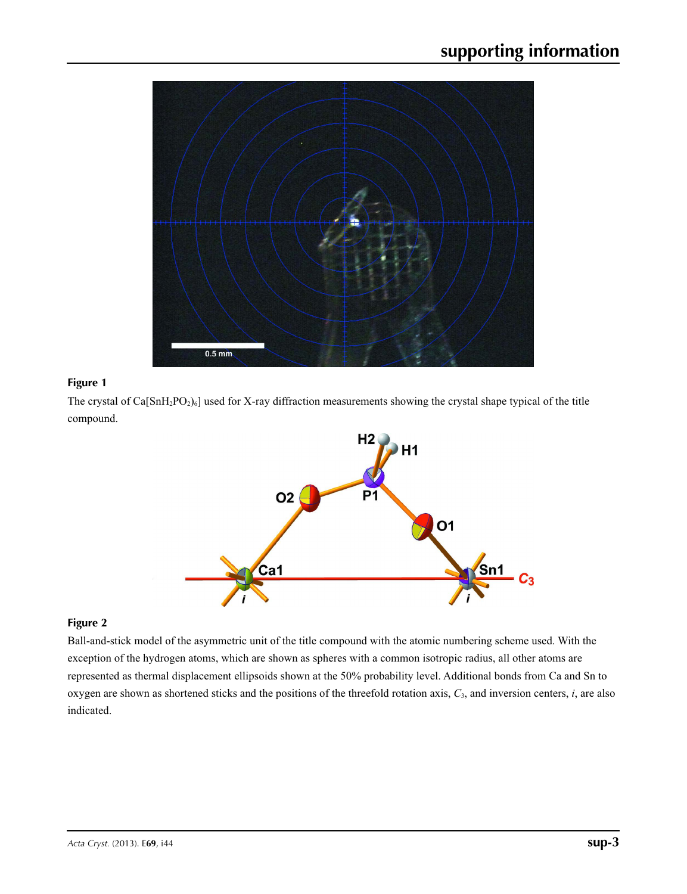**Figure 1**

The crystal of $Ca[SnH_2PO_2)_6]$ used for X-ray diffraction measurements showing the crystal shape typical of the title compound.

**Figure 2**

Ball-and-stick model of the asymmetric unit of the title compound with the atomic numbering scheme used. With the exception of the hydrogen atoms, which are shown as spheres with a common isotropic radius, all other atoms are represented as thermal displacement ellipsoids shown at the 50% probability level. Additional bonds from Ca and Sn to oxygen are shown as shortened sticks and the positions of the threefold rotation axis, $C_3$, and inversion centers, *i*, are also indicated.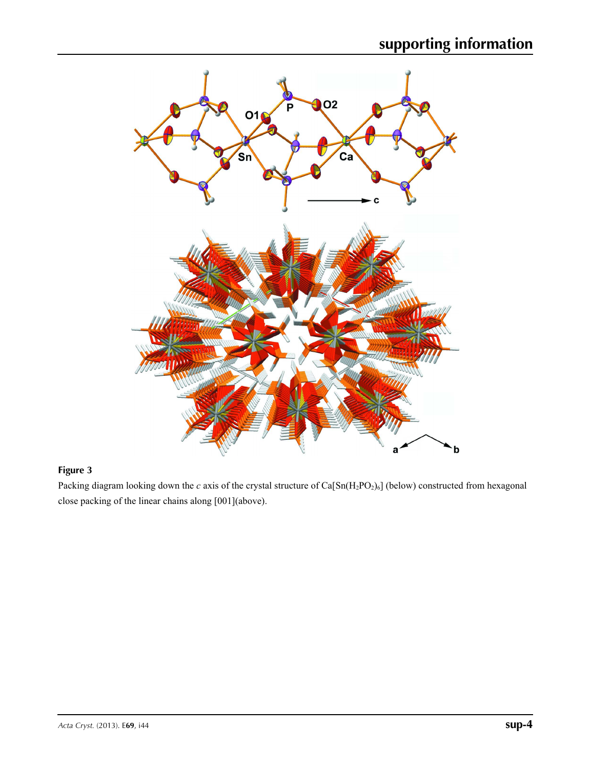**Figure 3**

Packing diagram looking down the *c* axis of the crystal structure of $Ca[Sn(H_2PO_2)_6]$ (below) constructed from hexagonal close packing of the linear chains along [001](above).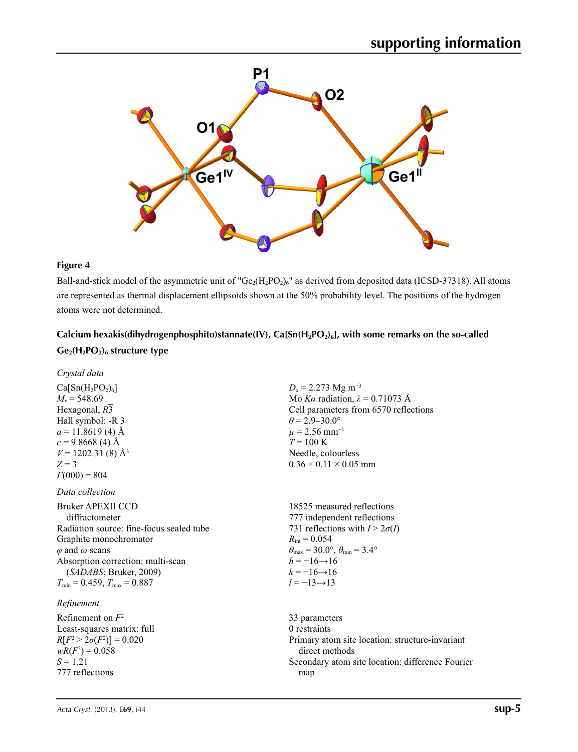**Figure 4**

Ball-and-stick model of the asymmetric unit of "$Ge_2(H_2PO_2)_6$" as derived from deposited data (ICSD-37318). All atoms are represented as thermal displacement ellipsoids shown at the 50% probability level. The positions of the hydrogen atoms were not determined.

## Calcium hexakis(dihydrogenphosphito)stannate(IV), $Ca[Sn(H_2PO_2)_6]$, with some remarks on the so-called $Ge_2(H_2PO_2)_6$ structure type

### *Crystal data*

$Ca[Sn(H_2PO_2)_6]$
$M_r$ = 548.69
Hexagonal, $R\bar{3}$
Hall symbol: -R 3
$a$ = 11.8619 (4) Å
$c$ = 9.8668 (4) Å
$V$ = 1202.31 (8) Å$^3$
$Z$ = 3
$F(000)$ = 804
$D_x$ = 2.273 Mg m$^{-3}$
Mo $K\alpha$ radiation, $\lambda$ = 0.71073 Å
Cell parameters from 6570 reflections
$\theta$ = 2.9–30.0°
$\mu$ = 2.56 mm$^{-1}$
$T$ = 100 K
Needle, colourless
0.36 × 0.11 × 0.05 mm

### *Data collection*

Bruker APEXII CCD diffractometer
Radiation source: fine-focus sealed tube
Graphite monochromator
$\varphi$ and $\omega$ scans
Absorption correction: multi-scan (*SADABS*; Bruker, 2009)
$T_{min}$ = 0.459, $T_{max}$ = 0.887
18525 measured reflections
777 independent reflections
731 reflections with $I > 2\sigma(I)$
$R_{int}$ = 0.054
$\theta_{max}$ = 30.0°, $\theta_{min}$ = 3.4°
$h$ = −16→16
$k$ = −16→16
$l$ = −13→13

### *Refinement*

Refinement on $F^2$
Least-squares matrix: full
$R[F^2 > 2\sigma(F^2)]$ = 0.020
$wR(F^2)$ = 0.058
$S$ = 1.21
777 reflections
33 parameters
0 restraints
Primary atom site location: structure-invariant direct methods
Secondary atom site location: difference Fourier map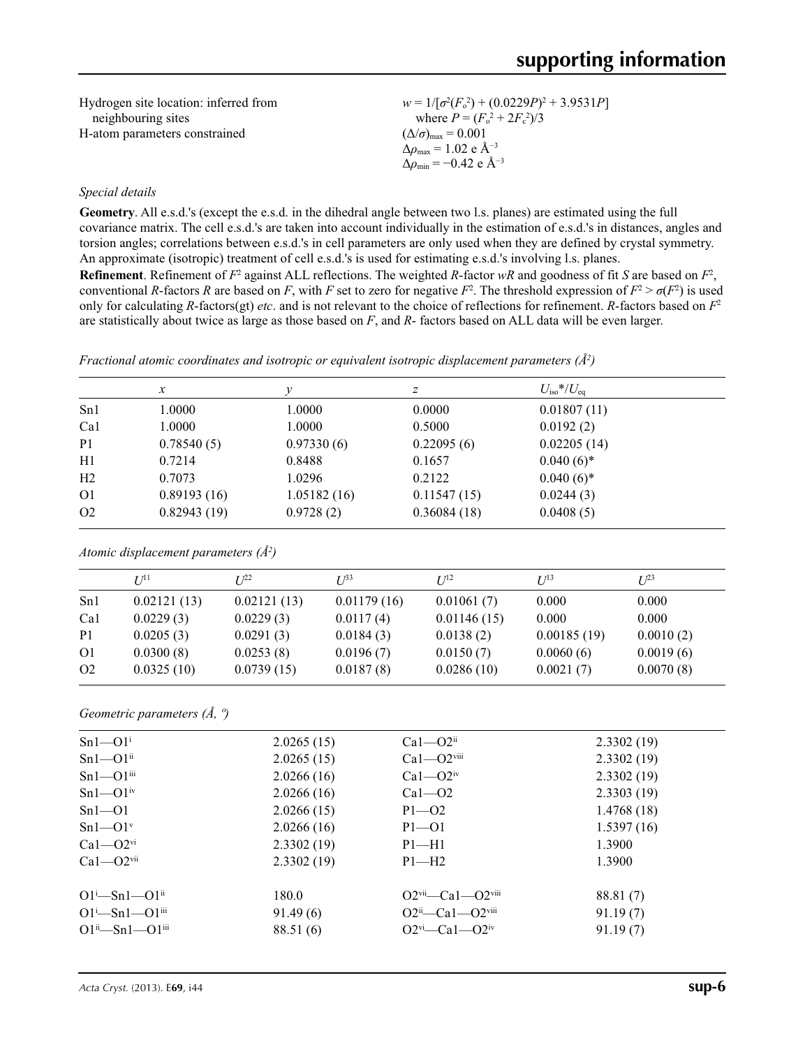Hydrogen site location: inferred from neighbouring sites
H-atom parameters constrained

$w = 1/[\sigma^2(F_o^2) + (0.0229P)^2 + 3.9531P]$
where $P = (F_o^2 + 2F_c^2)/3$
$(\Delta/\sigma)_{max} = 0.001$
$\Delta\rho_{max} = 1.02$ e Å$^{-3}$
$\Delta\rho_{min} = -0.42$ e Å$^{-3}$

### *Special details*

**Geometry**. All e.s.d.'s (except the e.s.d. in the dihedral angle between two l.s. planes) are estimated using the full covariance matrix. The cell e.s.d.'s are taken into account individually in the estimation of e.s.d.'s in distances, angles and torsion angles; correlations between e.s.d.'s in cell parameters are only used when they are defined by crystal symmetry. An approximate (isotropic) treatment of cell e.s.d.'s is used for estimating e.s.d.'s involving l.s. planes.

**Refinement**. Refinement of $F^2$ against ALL reflections. The weighted $R$-factor $wR$ and goodness of fit $S$ are based on $F^2$, conventional $R$-factors $R$ are based on $F$, with $F$ set to zero for negative $F^2$. The threshold expression of $F^2 > \sigma(F^2)$ is used only for calculating $R$-factors(gt) *etc*. and is not relevant to the choice of reflections for refinement. $R$-factors based on $F^2$ are statistically about twice as large as those based on $F$, and $R$- factors based on ALL data will be even larger.

*Fractional atomic coordinates and isotropic or equivalent isotropic displacement parameters (Å$^2$)*

| | $x$ | $y$ | $z$ | $U_{iso}$*/$U_{eq}$ |
|---|---|---|---|---|
| Sn1 | 1.0000 | 1.0000 | 0.0000 | 0.01807 (11) |
| Ca1 | 1.0000 | 1.0000 | 0.5000 | 0.0192 (2) |
| P1 | 0.78540 (5) | 0.97330 (6) | 0.22095 (6) | 0.02205 (14) |
| H1 | 0.7214 | 0.8488 | 0.1657 | 0.040 (6)* |
| H2 | 0.7073 | 1.0296 | 0.2122 | 0.040 (6)* |
| O1 | 0.89193 (16) | 1.05182 (16) | 0.11547 (15) | 0.0244 (3) |
| O2 | 0.82943 (19) | 0.9728 (2) | 0.36084 (18) | 0.0408 (5) |

*Atomic displacement parameters (Å$^2$)*

| | $U^{11}$ | $U^{22}$ | $U^{33}$ | $U^{12}$ | $U^{13}$ | $U^{23}$ |
|---|---|---|---|---|---|---|
| Sn1 | 0.02121 (13) | 0.02121 (13) | 0.01179 (16) | 0.01061 (7) | 0.000 | 0.000 |
| Ca1 | 0.0229 (3) | 0.0229 (3) | 0.0117 (4) | 0.01146 (15) | 0.000 | 0.000 |
| P1 | 0.0205 (3) | 0.0291 (3) | 0.0184 (3) | 0.0138 (2) | 0.00185 (19) | 0.0010 (2) |
| O1 | 0.0300 (8) | 0.0253 (8) | 0.0196 (7) | 0.0150 (7) | 0.0060 (6) | 0.0019 (6) |
| O2 | 0.0325 (10) | 0.0739 (15) | 0.0187 (8) | 0.0286 (10) | 0.0021 (7) | 0.0070 (8) |

*Geometric parameters (Å, º)*

| | | | |
|---|---|---|---|
| Sn1—O1$^{i}$ | 2.0265 (15) | Ca1—O2$^{ii}$ | 2.3302 (19) |
| Sn1—O1$^{ii}$ | 2.0265 (15) | Ca1—O2$^{viii}$ | 2.3302 (19) |
| Sn1—O1$^{iii}$ | 2.0266 (16) | Ca1—O2$^{iv}$ | 2.3302 (19) |
| Sn1—O1$^{iv}$ | 2.0266 (16) | Ca1—O2 | 2.3303 (19) |
| Sn1—O1 | 2.0266 (15) | P1—O2 | 1.4768 (18) |
| Sn1—O1$^{v}$ | 2.0266 (16) | P1—O1 | 1.5397 (16) |
| Ca1—O2$^{vi}$ | 2.3302 (19) | P1—H1 | 1.3900 |
| Ca1—O2$^{vii}$ | 2.3302 (19) | P1—H2 | 1.3900 |
| | | | |
| O1$^{i}$—Sn1—O1$^{ii}$ | 180.0 | O2$^{vii}$—Ca1—O2$^{viii}$ | 88.81 (7) |
| O1$^{i}$—Sn1—O1$^{iii}$ | 91.49 (6) | O2$^{ii}$—Ca1—O2$^{viii}$ | 91.19 (7) |
| O1$^{ii}$—Sn1—O1$^{iii}$ | 88.51 (6) | O2$^{vi}$—Ca1—O2$^{iv}$ | 91.19 (7) |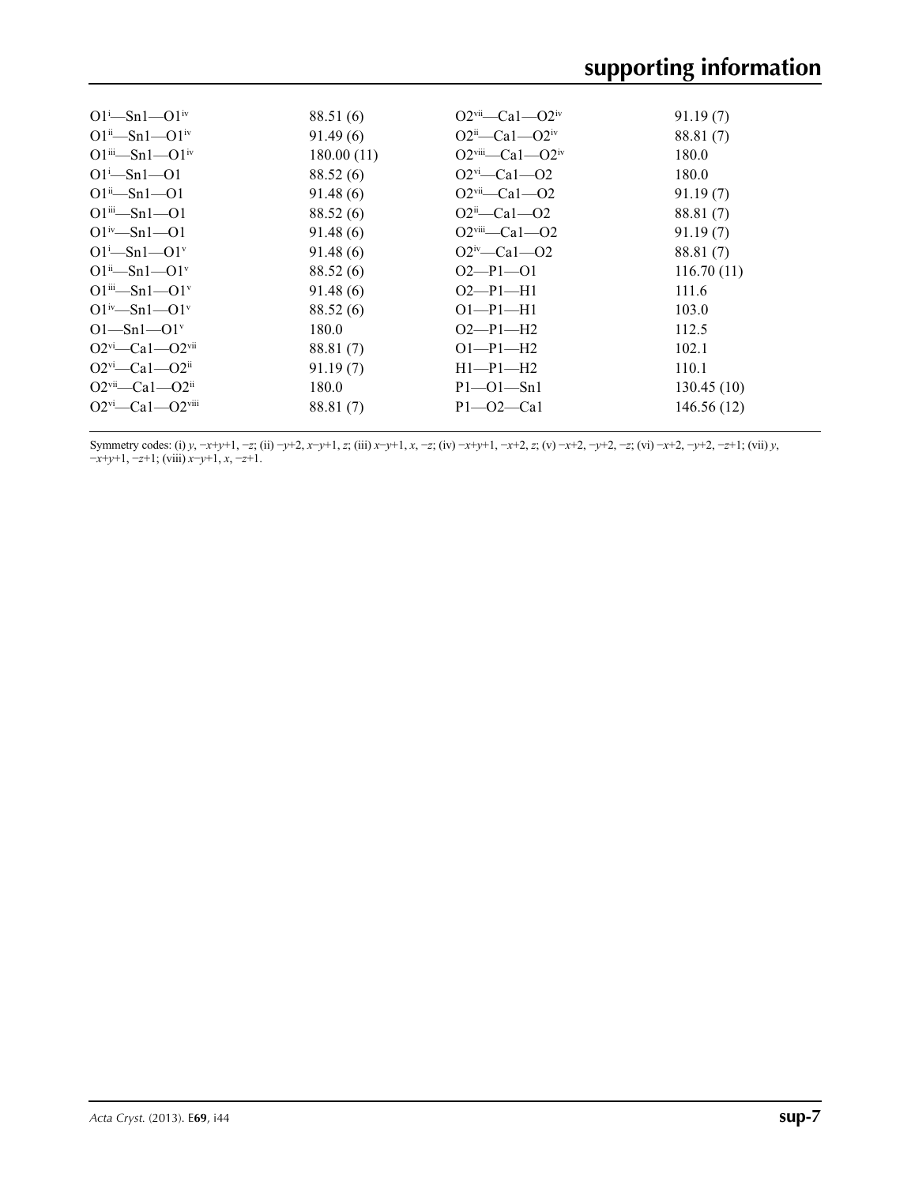| | | | |
|---|---|---|---|
| O1$^{i}$—Sn1—O1$^{iv}$ | 88.51 (6) | O2$^{vii}$—Ca1—O2$^{iv}$ | 91.19 (7) |
| O1$^{ii}$—Sn1—O1$^{iv}$ | 91.49 (6) | O2$^{ii}$—Ca1—O2$^{iv}$ | 88.81 (7) |
| O1$^{iii}$—Sn1—O1$^{iv}$ | 180.00 (11) | O2$^{viii}$—Ca1—O2$^{iv}$ | 180.0 |
| O1$^{i}$—Sn1—O1 | 88.52 (6) | O2$^{vi}$—Ca1—O2 | 180.0 |
| O1$^{ii}$—Sn1—O1 | 91.48 (6) | O2$^{vii}$—Ca1—O2 | 91.19 (7) |
| O1$^{iii}$—Sn1—O1 | 88.52 (6) | O2$^{ii}$—Ca1—O2 | 88.81 (7) |
| O1$^{iv}$—Sn1—O1 | 91.48 (6) | O2$^{viii}$—Ca1—O2 | 91.19 (7) |
| O1$^{i}$—Sn1—O1$^{v}$ | 91.48 (6) | O2$^{iv}$—Ca1—O2 | 88.81 (7) |
| O1$^{ii}$—Sn1—O1$^{v}$ | 88.52 (6) | O2—P1—O1 | 116.70 (11) |
| O1$^{iii}$—Sn1—O1$^{v}$ | 91.48 (6) | O2—P1—H1 | 111.6 |
| O1$^{iv}$—Sn1—O1$^{v}$ | 88.52 (6) | O1—P1—H1 | 103.0 |
| O1—Sn1—O1$^{v}$ | 180.0 | O2—P1—H2 | 112.5 |
| O2$^{vi}$—Ca1—O2$^{vii}$ | 88.81 (7) | O1—P1—H2 | 102.1 |
| O2$^{vi}$—Ca1—O2$^{ii}$ | 91.19 (7) | H1—P1—H2 | 110.1 |
| O2$^{vii}$—Ca1—O2$^{ii}$ | 180.0 | P1—O1—Sn1 | 130.45 (10) |
| O2$^{vi}$—Ca1—O2$^{viii}$ | 88.81 (7) | P1—O2—Ca1 | 146.56 (12) |

Symmetry codes: (i) *y*, −*x*+*y*+1, −*z*; (ii) −*y*+2, *x*−*y*+1, *z*; (iii) *x*−*y*+1, *x*, −*z*; (iv) −*x*+*y*+1, −*x*+2, *z*; (v) −*x*+2, −*y*+2, −*z*; (vi) −*x*+2, −*y*+2, −*z*+1; (vii) *y*, −*x*+*y*+1, −*z*+1; (viii) *x*−*y*+1, *x*, −*z*+1.